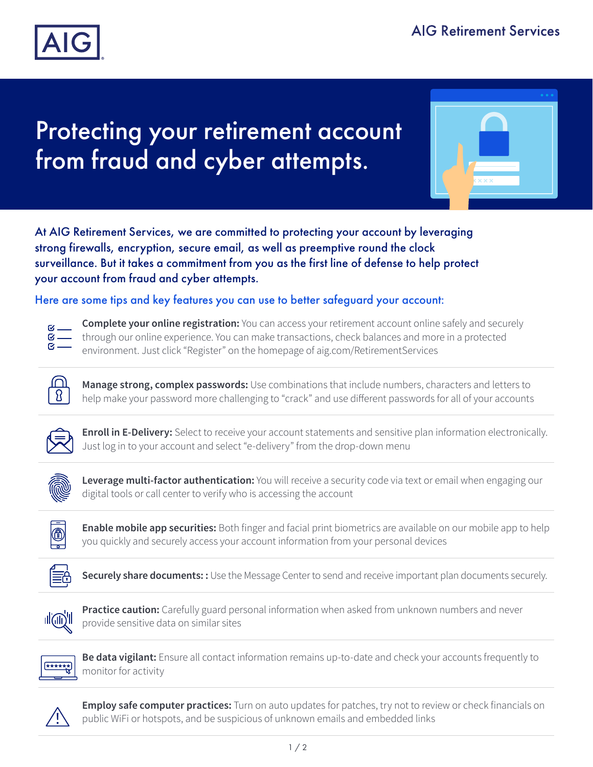AIG

AIG Retirement Services

# Protecting your retirement account from fraud and cyber attempts.

At AIG Retirement Services, we are committed to protecting your account by leveraging strong firewalls, encryption, secure email, as well as preemptive round the clock surveillance. But it takes a commitment from you as the first line of defense to help protect your account from fraud and cyber attempts.

## Here are some tips and key features you can use to better safeguard your account:

**Complete your online registration:** You can access your retirement account online safely and securely through our online experience. You can make transactions, check balances and more in a protected environment. Just click "Register" on the homepage of aig.com/RetirementServices

**Manage strong, complex passwords:** Use combinations that include numbers, characters and letters to help make your password more challenging to "crack" and use different passwords for all of your accounts

**Enroll in E-Delivery:** Select to receive your account statements and sensitive plan information electronically. Just log in to your account and select "e-delivery" from the drop-down menu

**Leverage multi-factor authentication:** You will receive a security code via text or email when engaging our digital tools or call center to verify who is accessing the account

**Enable mobile app securities:** Both finger and facial print biometrics are available on our mobile app to help you quickly and securely access your account information from your personal devices

**Securely share documents:** : Use the Message Center to send and receive important plan documents securely.

**Practice caution:** Carefully guard personal information when asked from unknown numbers and never provide sensitive data on similar sites

**Be data vigilant:** Ensure all contact information remains up-to-date and check your accounts frequently to monitor for activity

**Employ safe computer practices:** Turn on auto updates for patches, try not to review or check financials on public WiFi or hotspots, and be suspicious of unknown emails and embedded links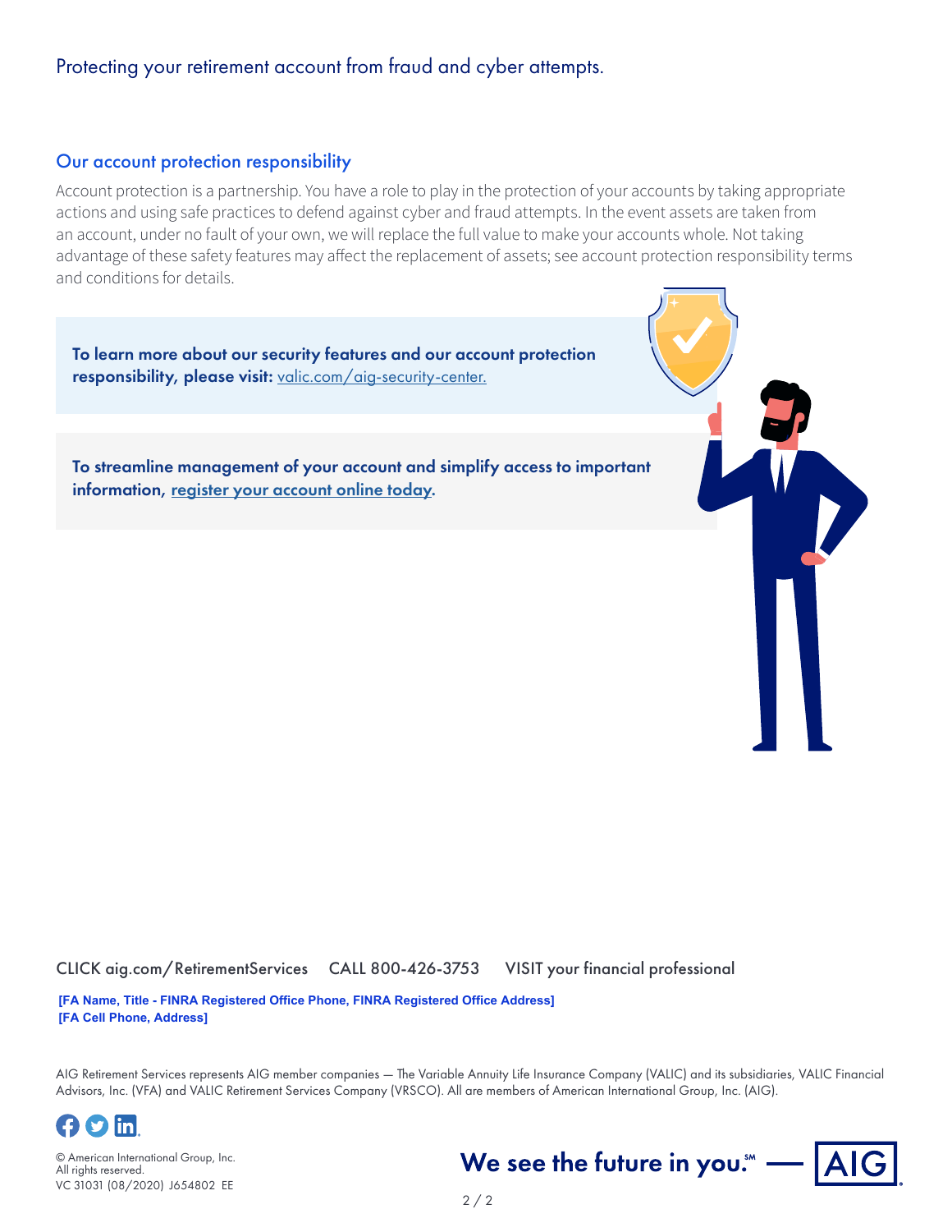Protecting your retirement account from fraud and cyber attempts.

## Our account protection responsibility

Account protection is a partnership. You have a role to play in the protection of your accounts by taking appropriate actions and using safe practices to defend against cyber and fraud attempts. In the event assets are taken from an account, under no fault of your own, we will replace the full value to make your accounts whole. Not taking advantage of these safety features may affect the replacement of assets; see account protection responsibility terms and conditions for details.

**To learn more about our security features and our account protection responsibility, please visit:** valic.com/aig-security-center.

**To streamline management of your account and simplify access to important information, register your account online today.**

CLICK aig.com/RetirementServices CALL 800-426-3753 VISIT your financial professional

**[FA Name, Title - FINRA Registered Office Phone, FINRA Registered Office Address]**
**[FA Cell Phone, Address]**

AIG Retirement Services represents AIG member companies — The Variable Annuity Life Insurance Company (VALIC) and its subsidiaries, VALIC Financial Advisors, Inc. (VFA) and VALIC Retirement Services Company (VRSCO). All are members of American International Group, Inc. (AIG).

© American International Group, Inc.
All rights reserved.
VC 31031 (08/2020) J654802 EE

We see the future in you.℠ — AIG